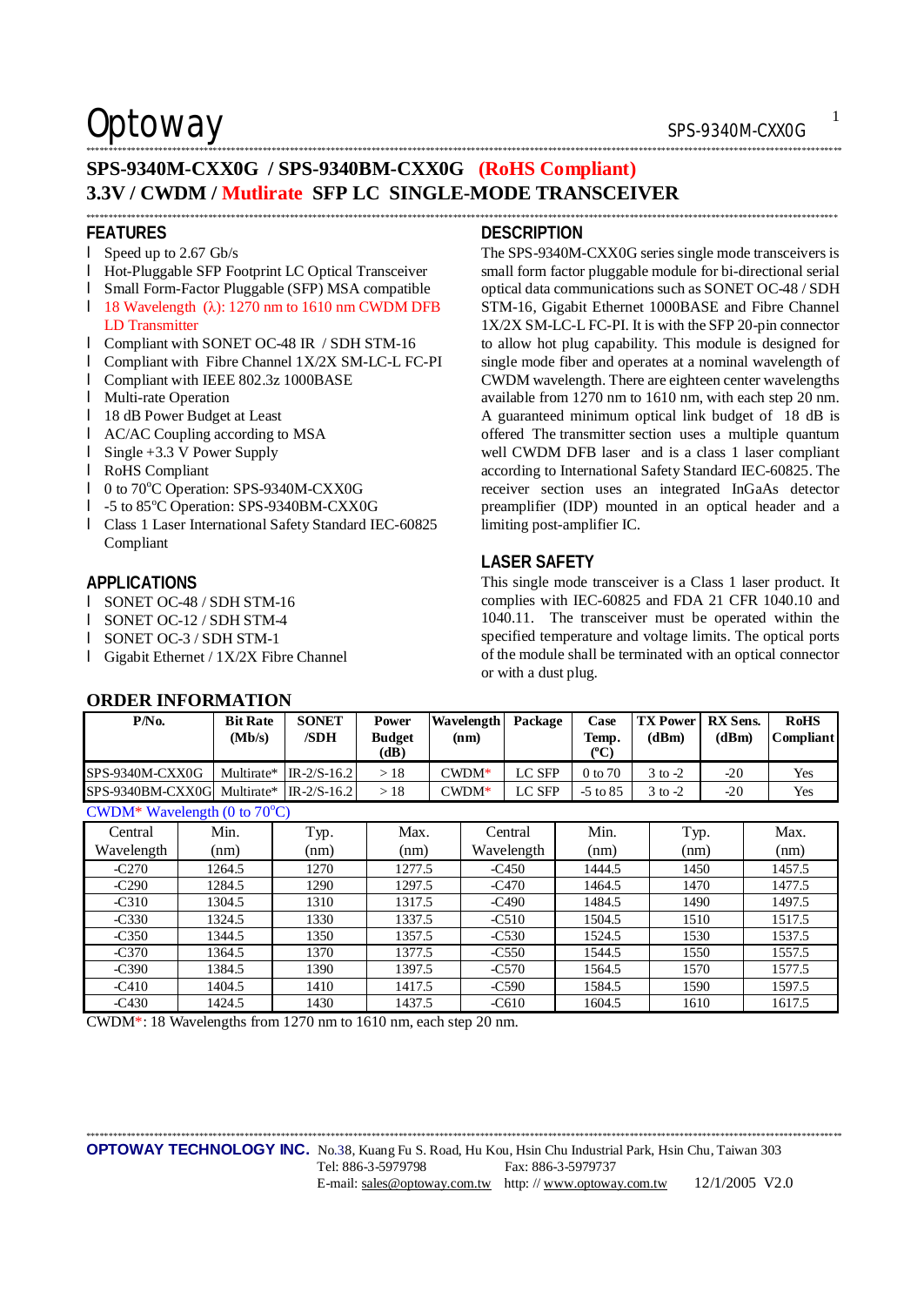Optoway

# SPS-9340M-CXX0G / SPS-9340BM-CXX0G (RoHS Compliant)
# 3.3V / CWDM / Mutlirate SFP LC SINGLE-MODE TRANSCEIVER

## FEATURES

- Speed up to 2.67 Gb/s
- Hot-Pluggable SFP Footprint LC Optical Transceiver
- Small Form-Factor Pluggable (SFP) MSA compatible
- 18 Wavelength (λ): 1270 nm to 1610 nm CWDM DFB LD Transmitter
- Compliant with SONET OC-48 IR / SDH STM-16
- Compliant with Fibre Channel 1X/2X SM-LC-L FC-PI
- Compliant with IEEE 802.3z 1000BASE
- Multi-rate Operation
- 18 dB Power Budget at Least
- AC/AC Coupling according to MSA
- Single +3.3 V Power Supply
- RoHS Compliant
- 0 to 70°C Operation: SPS-9340M-CXX0G
- -5 to 85°C Operation: SPS-9340BM-CXX0G
- Class 1 Laser International Safety Standard IEC-60825 Compliant

## APPLICATIONS

- SONET OC-48 / SDH STM-16
- SONET OC-12 / SDH STM-4
- SONET OC-3 / SDH STM-1
- Gigabit Ethernet / 1X/2X Fibre Channel

## DESCRIPTION

The SPS-9340M-CXX0G series single mode transceivers is small form factor pluggable module for bi-directional serial optical data communications such as SONET OC-48 / SDH STM-16, Gigabit Ethernet 1000BASE and Fibre Channel 1X/2X SM-LC-L FC-PI. It is with the SFP 20-pin connector to allow hot plug capability. This module is designed for single mode fiber and operates at a nominal wavelength of CWDM wavelength. There are eighteen center wavelengths available from 1270 nm to 1610 nm, with each step 20 nm. A guaranteed minimum optical link budget of 18 dB is offered The transmitter section uses a multiple quantum well CWDM DFB laser and is a class 1 laser compliant according to International Safety Standard IEC-60825. The receiver section uses an integrated InGaAs detector preamplifier (IDP) mounted in an optical header and a limiting post-amplifier IC.

## LASER SAFETY

This single mode transceiver is a Class 1 laser product. It complies with IEC-60825 and FDA 21 CFR 1040.10 and 1040.11. The transceiver must be operated within the specified temperature and voltage limits. The optical ports of the module shall be terminated with an optical connector or with a dust plug.

## ORDER INFORMATION

| P/No. | Bit Rate (Mb/s) | SONET /SDH | Power Budget (dB) | Wavelength (nm) | Package | Case Temp. (°C) | TX Power (dBm) | RX Sens. (dBm) | RoHS Compliant |
|---|---|---|---|---|---|---|---|---|---|
| SPS-9340M-CXX0G | Multirate* | IR-2/S-16.2 | > 18 | CWDM* | LC SFP | 0 to 70 | 3 to -2 | -20 | Yes |
| SPS-9340BM-CXX0G | Multirate* | IR-2/S-16.2 | > 18 | CWDM* | LC SFP | -5 to 85 | 3 to -2 | -20 | Yes |

CWDM* Wavelength (0 to 70°C)

| Central Wavelength | Min. (nm) | Typ. (nm) | Max. (nm) | Central Wavelength | Min. (nm) | Typ. (nm) | Max. (nm) |
|---|---|---|---|---|---|---|---|
| -C270 | 1264.5 | 1270 | 1277.5 | -C450 | 1444.5 | 1450 | 1457.5 |
| -C290 | 1284.5 | 1290 | 1297.5 | -C470 | 1464.5 | 1470 | 1477.5 |
| -C310 | 1304.5 | 1310 | 1317.5 | -C490 | 1484.5 | 1490 | 1497.5 |
| -C330 | 1324.5 | 1330 | 1337.5 | -C510 | 1504.5 | 1510 | 1517.5 |
| -C350 | 1344.5 | 1350 | 1357.5 | -C530 | 1524.5 | 1530 | 1537.5 |
| -C370 | 1364.5 | 1370 | 1377.5 | -C550 | 1544.5 | 1550 | 1557.5 |
| -C390 | 1384.5 | 1390 | 1397.5 | -C570 | 1564.5 | 1570 | 1577.5 |
| -C410 | 1404.5 | 1410 | 1417.5 | -C590 | 1584.5 | 1590 | 1597.5 |
| -C430 | 1424.5 | 1430 | 1437.5 | -C610 | 1604.5 | 1610 | 1617.5 |

CWDM*: 18 Wavelengths from 1270 nm to 1610 nm, each step 20 nm.

**OPTOWAY TECHNOLOGY INC.** No.38, Kuang Fu S. Road, Hu Kou, Hsin Chu Industrial Park, Hsin Chu, Taiwan 303
Tel: 886-3-5979798 Fax: 886-3-5979737
E-mail: sales@optoway.com.tw http: // www.optoway.com.tw 12/1/2005 V2.0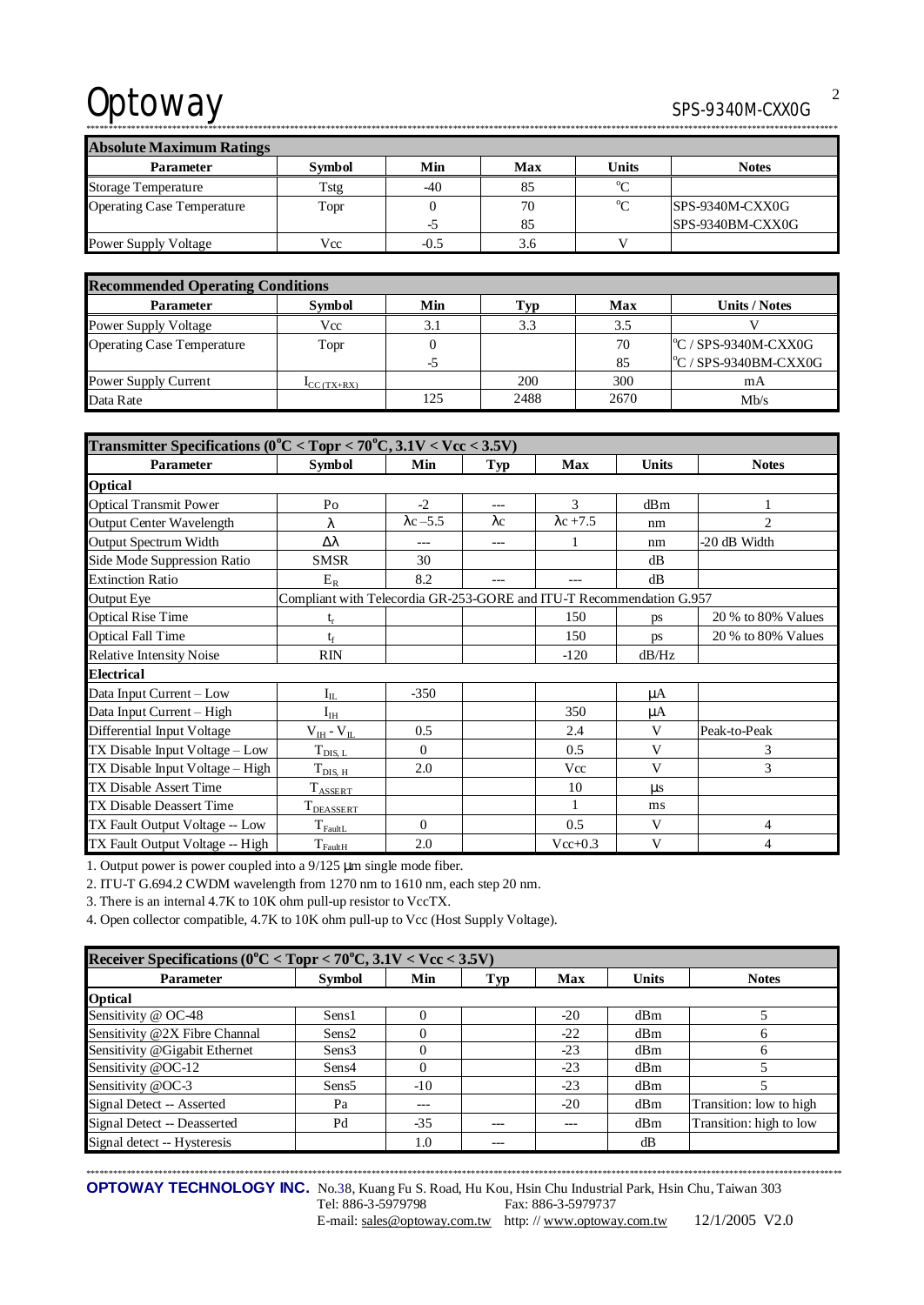## Absolute Maximum Ratings

| Parameter | Symbol | Min | Max | Units | Notes |
|---|---|---|---|---|---|
| Storage Temperature | Tstg | -40 | 85 | °C | |
| Operating Case Temperature | Topr | 0 | 70 | °C | SPS-9340M-CXX0G |
| | | -5 | 85 | | SPS-9340BM-CXX0G |
| Power Supply Voltage | Vcc | -0.5 | 3.6 | V | |

## Recommended Operating Conditions

| Parameter | Symbol | Min | Typ | Max | Units / Notes |
|---|---|---|---|---|---|
| Power Supply Voltage | Vcc | 3.1 | 3.3 | 3.5 | V |
| Operating Case Temperature | Topr | 0 | | 70 | °C / SPS-9340M-CXX0G |
| | | -5 | | 85 | °C / SPS-9340BM-CXX0G |
| Power Supply Current | $I_{CC\,(TX+RX)}$ | | 200 | 300 | mA |
| Data Rate | | 125 | 2488 | 2670 | Mb/s |

## Transmitter Specifications (0°C < Topr < 70°C, 3.1V < Vcc < 3.5V)

| Parameter | Symbol | Min | Typ | Max | Units | Notes |
|---|---|---|---|---|---|---|
| **Optical** | | | | | | |
| Optical Transmit Power | Po | -2 | --- | 3 | dBm | 1 |
| Output Center Wavelength | $\lambda$ | $\lambda c - 5.5$ | $\lambda c$ | $\lambda c + 7.5$ | nm | 2 |
| Output Spectrum Width | $\Delta\lambda$ | --- | --- | 1 | nm | -20 dB Width |
| Side Mode Suppression Ratio | SMSR | 30 | | | dB | |
| Extinction Ratio | $E_R$ | 8.2 | --- | --- | dB | |
| Output Eye | Compliant with Telecordia GR-253-GORE and ITU-T Recommendation G.957 | | | | | |
| Optical Rise Time | $t_r$ | | | 150 | ps | 20 % to 80% Values |
| Optical Fall Time | $t_f$ | | | 150 | ps | 20 % to 80% Values |
| Relative Intensity Noise | RIN | | | -120 | dB/Hz | |
| **Electrical** | | | | | | |
| Data Input Current – Low | $I_{IL}$ | -350 | | | μA | |
| Data Input Current – High | $I_{IH}$ | | | 350 | μA | |
| Differential Input Voltage | $V_{IH} - V_{IL}$ | 0.5 | | 2.4 | V | Peak-to-Peak |
| TX Disable Input Voltage – Low | $T_{DIS,\,L}$ | 0 | | 0.5 | V | 3 |
| TX Disable Input Voltage – High | $T_{DIS,\,H}$ | 2.0 | | Vcc | V | 3 |
| TX Disable Assert Time | $T_{ASSERT}$ | | | 10 | μs | |
| TX Disable Deassert Time | $T_{DEASSERT}$ | | | 1 | ms | |
| TX Fault Output Voltage -- Low | $T_{FaultL}$ | 0 | | 0.5 | V | 4 |
| TX Fault Output Voltage -- High | $T_{FaultH}$ | 2.0 | | Vcc+0.3 | V | 4 |

1. Output power is power coupled into a 9/125 μm single mode fiber.
2. ITU-T G.694.2 CWDM wavelength from 1270 nm to 1610 nm, each step 20 nm.
3. There is an internal 4.7K to 10K ohm pull-up resistor to VccTX.
4. Open collector compatible, 4.7K to 10K ohm pull-up to Vcc (Host Supply Voltage).

## Receiver Specifications (0°C < Topr < 70°C, 3.1V < Vcc < 3.5V)

| Parameter | Symbol | Min | Typ | Max | Units | Notes |
|---|---|---|---|---|---|---|
| **Optical** | | | | | | |
| Sensitivity @ OC-48 | Sens1 | 0 | | -20 | dBm | 5 |
| Sensitivity @2X Fibre Channal | Sens2 | 0 | | -22 | dBm | 6 |
| Sensitivity @Gigabit Ethernet | Sens3 | 0 | | -23 | dBm | 6 |
| Sensitivity @OC-12 | Sens4 | 0 | | -23 | dBm | 5 |
| Sensitivity @OC-3 | Sens5 | -10 | | -23 | dBm | 5 |
| Signal Detect -- Asserted | Pa | --- | | -20 | dBm | Transition: low to high |
| Signal Detect -- Deasserted | Pd | -35 | --- | --- | dBm | Transition: high to low |
| Signal detect -- Hysteresis | | 1.0 | --- | | dB | |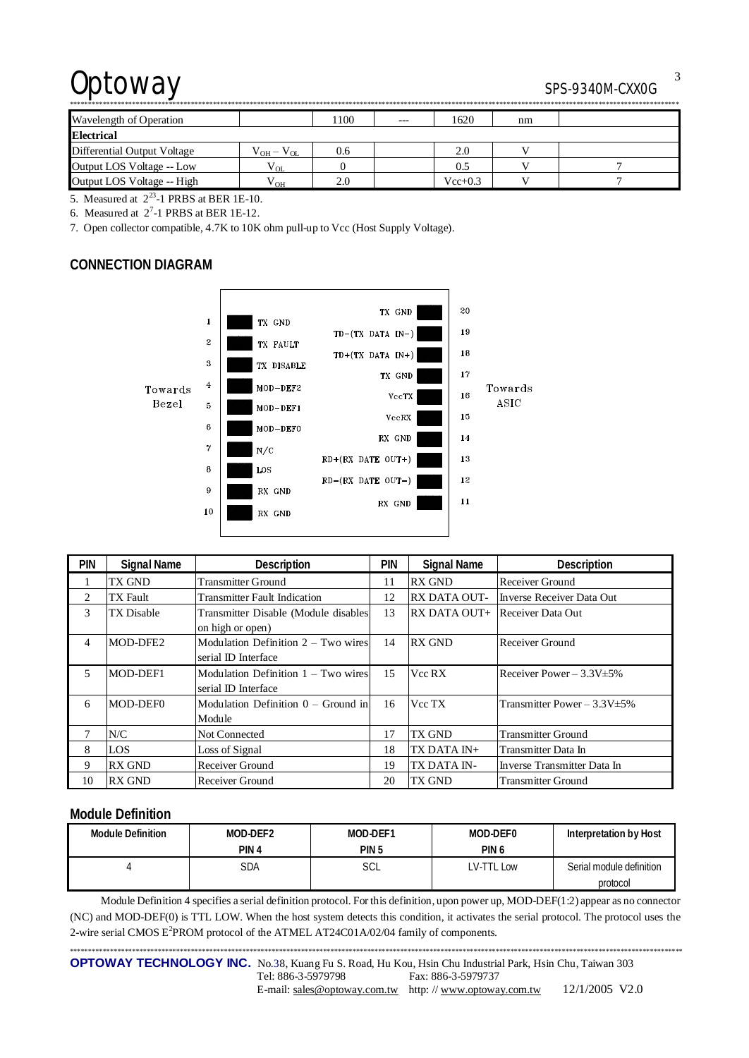| Wavelength of Operation | | 1100 | --- | 1620 | nm | |
|---|---|---|---|---|---|---|
| **Electrical** | | | | | | |
| Differential Output Voltage | $V_{OH} - V_{OL}$ | 0.6 | | 2.0 | V | |
| Output LOS Voltage -- Low | $V_{OL}$ | 0 | | 0.5 | V | 7 |
| Output LOS Voltage -- High | $V_{OH}$ | 2.0 | | Vcc+0.3 | V | 7 |

5. Measured at $2^{23}$-1 PRBS at BER 1E-10.

6. Measured at $2^{7}$-1 PRBS at BER 1E-12.

7. Open collector compatible, 4.7K to 10K ohm pull-up to Vcc (Host Supply Voltage).

## CONNECTION DIAGRAM

Towards Bezel

| Pin | Signal | Signal | Pin |
|---|---|---|---|
| 1 | TX GND | TX GND | 20 |
| 2 | TX FAULT | TD-(TX DATA IN-) | 19 |
| 3 | TX DISABLE | TD+(TX DATA IN+) | 18 |
| 4 | MOD-DEF2 | TX GND | 17 |
| 5 | MOD-DEF1 | VccTX | 16 |
| 6 | MOD-DEF0 | VccRX | 15 |
| 7 | N/C | RX GND | 14 |
| 8 | LOS | RD+(RX DATE OUT+) | 13 |
| 9 | RX GND | RD-(RX DATE OUT-) | 12 |
| 10 | RX GND | RX GND | 11 |

Towards ASIC

| PIN | Signal Name | Description | PIN | Signal Name | Description |
|---|---|---|---|---|---|
| 1 | TX GND | Transmitter Ground | 11 | RX GND | Receiver Ground |
| 2 | TX Fault | Transmitter Fault Indication | 12 | RX DATA OUT- | Inverse Receiver Data Out |
| 3 | TX Disable | Transmitter Disable (Module disables on high or open) | 13 | RX DATA OUT+ | Receiver Data Out |
| 4 | MOD-DFE2 | Modulation Definition 2 – Two wires serial ID Interface | 14 | RX GND | Receiver Ground |
| 5 | MOD-DEF1 | Modulation Definition 1 – Two wires serial ID Interface | 15 | Vcc RX | Receiver Power – 3.3V±5% |
| 6 | MOD-DEF0 | Modulation Definition 0 – Ground in Module | 16 | Vcc TX | Transmitter Power – 3.3V±5% |
| 7 | N/C | Not Connected | 17 | TX GND | Transmitter Ground |
| 8 | LOS | Loss of Signal | 18 | TX DATA IN+ | Transmitter Data In |
| 9 | RX GND | Receiver Ground | 19 | TX DATA IN- | Inverse Transmitter Data In |
| 10 | RX GND | Receiver Ground | 20 | TX GND | Transmitter Ground |

## Module Definition

| Module Definition | MOD-DEF2 PIN 4 | MOD-DEF1 PIN 5 | MOD-DEF0 PIN 6 | Interpretation by Host |
|---|---|---|---|---|
| 4 | SDA | SCL | LV-TTL Low | Serial module definition protocol |

Module Definition 4 specifies a serial definition protocol. For this definition, upon power up, MOD-DEF(1:2) appear as no connector (NC) and MOD-DEF(0) is TTL LOW. When the host system detects this condition, it activates the serial protocol. The protocol uses the 2-wire serial CMOS $E^2$PROM protocol of the ATMEL AT24C01A/02/04 family of components.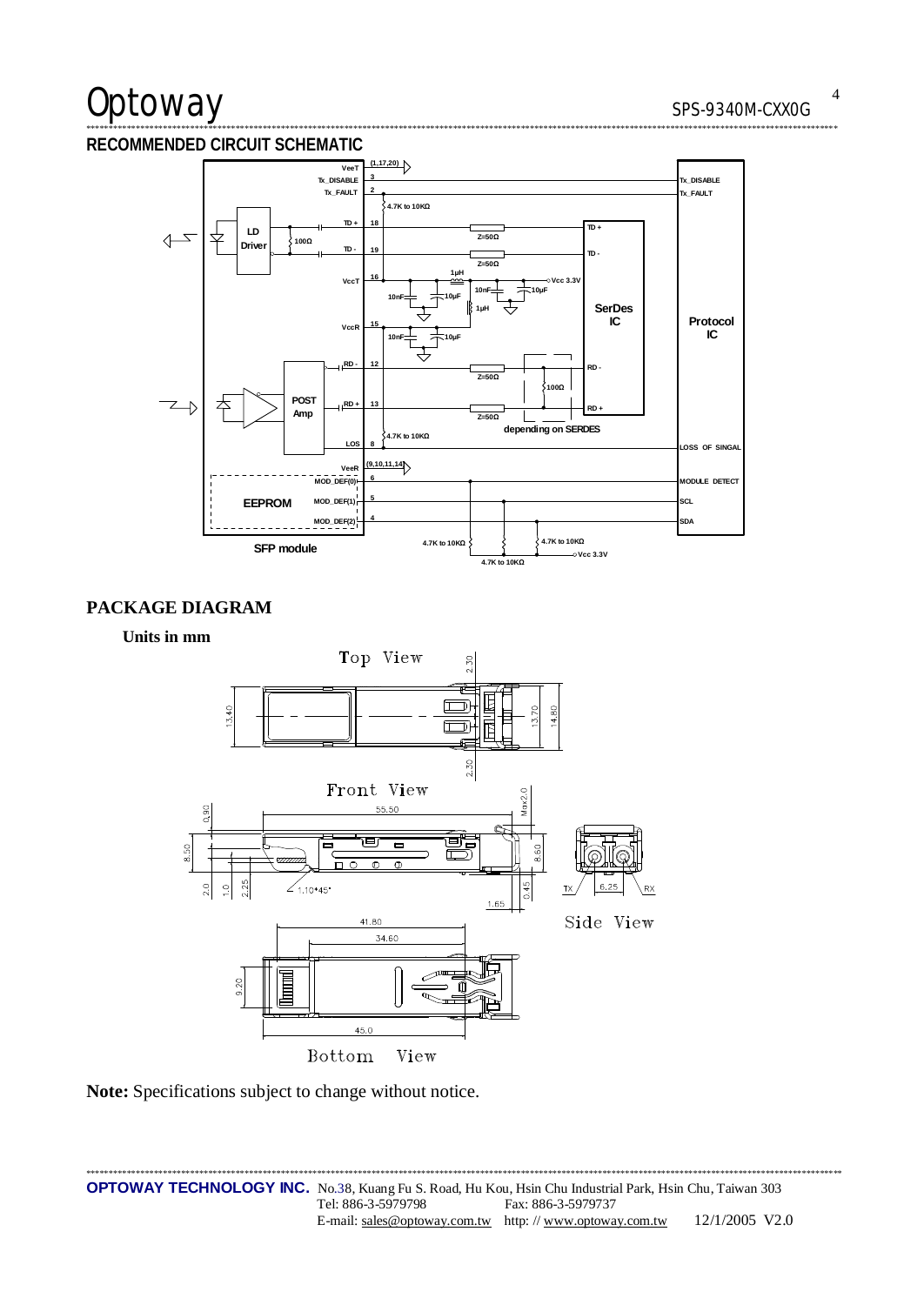## RECOMMENDED CIRCUIT SCHEMATIC

VeeT (1,17,20)
Tx_DISABLE 3
Tx_FAULT 2
4.7K to 10KΩ
TD + 18
TD - 19
LD Driver
100Ω
Z=50Ω
Z=50Ω
VccT 16
1μH
Vcc 3.3V
10nF
10μF
10nF
10μF
1μH
VccR 15
10nF
10μF
RD - 12
Z=50Ω
100Ω
POST Amp
RD + 13
Z=50Ω
depending on SERDES
LOS 8
4.7K to 10KΩ
VeeR (9,10,11,14)
MOD_DEF(0) 6
MOD_DEF(1) 5
MOD_DEF(2) 4
EEPROM
SFP module
4.7K to 10KΩ
4.7K to 10KΩ
4.7K to 10KΩ
Vcc 3.3V
SerDes IC
TD +
TD -
RD -
RD +
Protocol IC
Tx_DISABLE
Tx_FAULT
LOSS OF SINGAL
MODULE DETECT
SCL
SDA

## PACKAGE DIAGRAM

**Units in mm**

Top View
2.30
13.40
13.70
14.80
2.30

Front View
0.90
55.50
Max2.0
8.50
8.60
2.0
1.0
2.25
1.10*45°
0.45
1.65

Side View
TX
6.25
RX

41.80
34.60
9.20
45.0

Bottom View

**Note:** Specifications subject to change without notice.

**OPTOWAY TECHNOLOGY INC.** No.38, Kuang Fu S. Road, Hu Kou, Hsin Chu Industrial Park, Hsin Chu, Taiwan 303
Tel: 886-3-5979798 Fax: 886-3-5979737
E-mail: sales@optoway.com.tw http: // www.optoway.com.tw 12/1/2005 V2.0